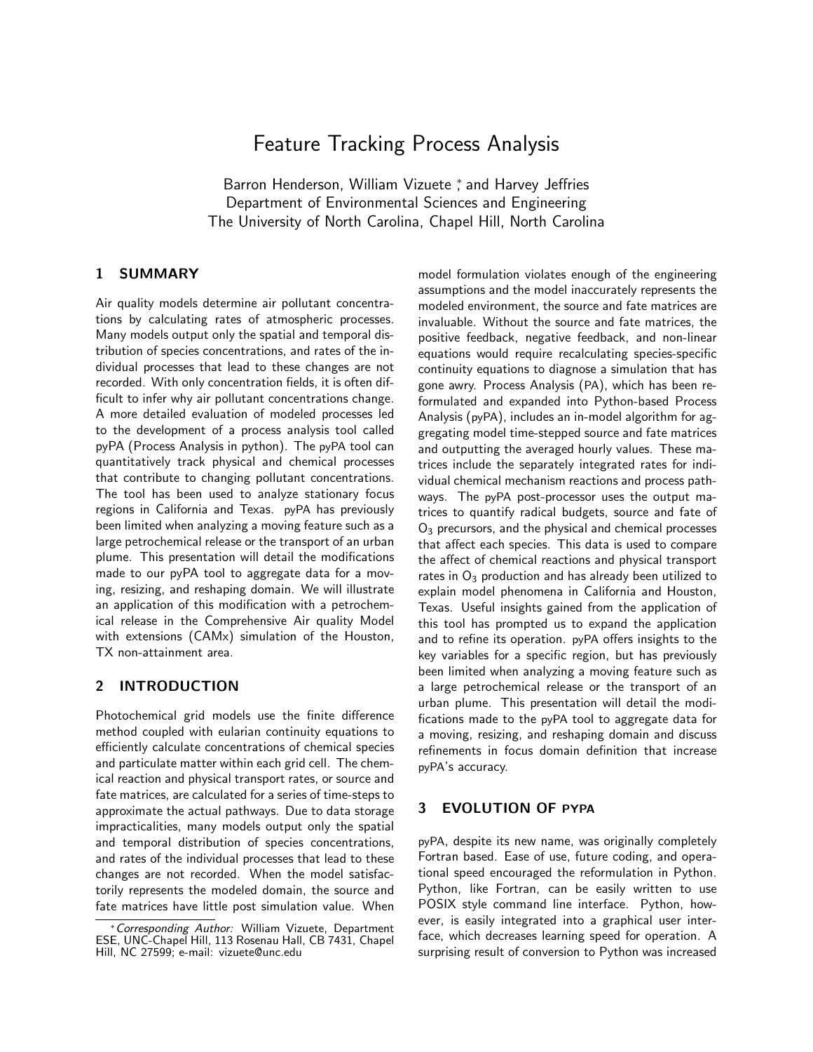# Feature Tracking Process Analysis

Barron Henderson, William Vizuete [*], and Harvey Jeffries
Department of Environmental Sciences and Engineering
The University of North Carolina, Chapel Hill, North Carolina

## 1 SUMMARY

Air quality models determine air pollutant concentrations by calculating rates of atmospheric processes. Many models output only the spatial and temporal distribution of species concentrations, and rates of the individual processes that lead to these changes are not recorded. With only concentration fields, it is often difficult to infer why air pollutant concentrations change. A more detailed evaluation of modeled processes led to the development of a process analysis tool called pyPA (Process Analysis in python). The pyPA tool can quantitatively track physical and chemical processes that contribute to changing pollutant concentrations. The tool has been used to analyze stationary focus regions in California and Texas. pyPA has previously been limited when analyzing a moving feature such as a large petrochemical release or the transport of an urban plume. This presentation will detail the modifications made to our pyPA tool to aggregate data for a moving, resizing, and reshaping domain. We will illustrate an application of this modification with a petrochemical release in the Comprehensive Air quality Model with extensions (CAMx) simulation of the Houston, TX non-attainment area.

## 2 INTRODUCTION

Photochemical grid models use the finite difference method coupled with eularian continuity equations to efficiently calculate concentrations of chemical species and particulate matter within each grid cell. The chemical reaction and physical transport rates, or source and fate matrices, are calculated for a series of time-steps to approximate the actual pathways. Due to data storage impracticalities, many models output only the spatial and temporal distribution of species concentrations, and rates of the individual processes that lead to these changes are not recorded. When the model satisfactorily represents the modeled domain, the source and fate matrices have little post simulation value. When model formulation violates enough of the engineering assumptions and the model inaccurately represents the modeled environment, the source and fate matrices are invaluable. Without the source and fate matrices, the positive feedback, negative feedback, and non-linear equations would require recalculating species-specific continuity equations to diagnose a simulation that has gone awry. Process Analysis (PA), which has been reformulated and expanded into Python-based Process Analysis (pyPA), includes an in-model algorithm for aggregating model time-stepped source and fate matrices and outputting the averaged hourly values. These matrices include the separately integrated rates for individual chemical mechanism reactions and process pathways. The pyPA post-processor uses the output matrices to quantify radical budgets, source and fate of $O_3$ precursors, and the physical and chemical processes that affect each species. This data is used to compare the affect of chemical reactions and physical transport rates in $O_3$ production and has already been utilized to explain model phenomena in California and Houston, Texas. Useful insights gained from the application of this tool has prompted us to expand the application and to refine its operation. pyPA offers insights to the key variables for a specific region, but has previously been limited when analyzing a moving feature such as a large petrochemical release or the transport of an urban plume. This presentation will detail the modifications made to the pyPA tool to aggregate data for a moving, resizing, and reshaping domain and discuss refinements in focus domain definition that increase pyPA's accuracy.

## 3 EVOLUTION OF PYPA

pyPA, despite its new name, was originally completely Fortran based. Ease of use, future coding, and operational speed encouraged the reformulation in Python. Python, like Fortran, can be easily written to use POSIX style command line interface. Python, however, is easily integrated into a graphical user interface, which decreases learning speed for operation. A surprising result of conversion to Python was increased

[*] *Corresponding Author:* William Vizuete, Department ESE, UNC-Chapel Hill, 113 Rosenau Hall, CB 7431, Chapel Hill, NC 27599; e-mail: vizuete@unc.edu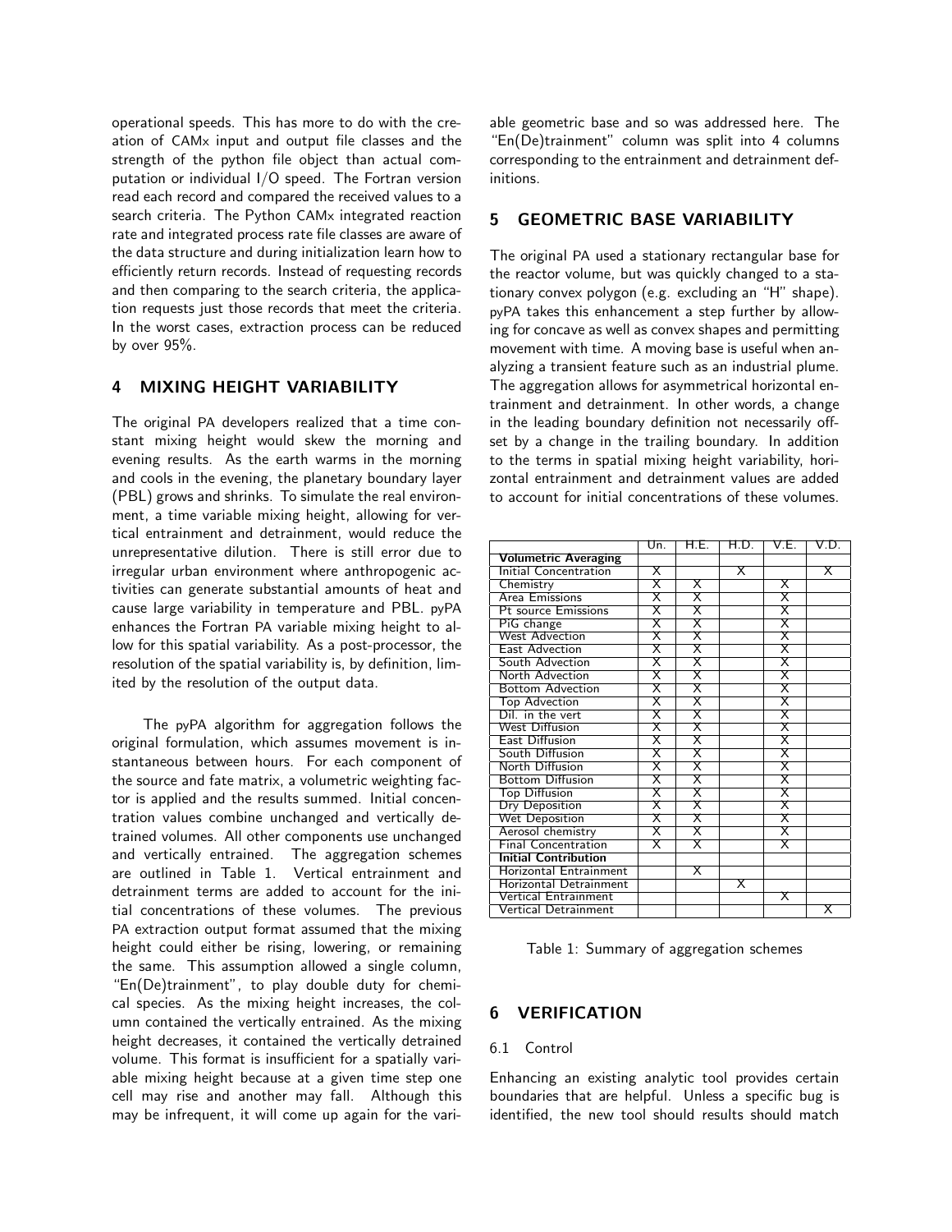operational speeds. This has more to do with the creation of CAMx input and output file classes and the strength of the python file object than actual computation or individual I/O speed. The Fortran version read each record and compared the received values to a search criteria. The Python CAMx integrated reaction rate and integrated process rate file classes are aware of the data structure and during initialization learn how to efficiently return records. Instead of requesting records and then comparing to the search criteria, the application requests just those records that meet the criteria. In the worst cases, extraction process can be reduced by over 95%.

## 4 MIXING HEIGHT VARIABILITY

The original PA developers realized that a time constant mixing height would skew the morning and evening results. As the earth warms in the morning and cools in the evening, the planetary boundary layer (PBL) grows and shrinks. To simulate the real environment, a time variable mixing height, allowing for vertical entrainment and detrainment, would reduce the unrepresentative dilution. There is still error due to irregular urban environment where anthropogenic activities can generate substantial amounts of heat and cause large variability in temperature and PBL. pyPA enhances the Fortran PA variable mixing height to allow for this spatial variability. As a post-processor, the resolution of the spatial variability is, by definition, limited by the resolution of the output data.

The pyPA algorithm for aggregation follows the original formulation, which assumes movement is instantaneous between hours. For each component of the source and fate matrix, a volumetric weighting factor is applied and the results summed. Initial concentration values combine unchanged and vertically detrained volumes. All other components use unchanged and vertically entrained. The aggregation schemes are outlined in Table 1. Vertical entrainment and detrainment terms are added to account for the initial concentrations of these volumes. The previous PA extraction output format assumed that the mixing height could either be rising, lowering, or remaining the same. This assumption allowed a single column, "En(De)trainment", to play double duty for chemical species. As the mixing height increases, the column contained the vertically entrained. As the mixing height decreases, it contained the vertically detrained volume. This format is insufficient for a spatially variable mixing height because at a given time step one cell may rise and another may fall. Although this may be infrequent, it will come up again for the variable geometric base and so was addressed here. The "En(De)trainment" column was split into 4 columns corresponding to the entrainment and detrainment definitions.

## 5 GEOMETRIC BASE VARIABILITY

The original PA used a stationary rectangular base for the reactor volume, but was quickly changed to a stationary convex polygon (e.g. excluding an "H" shape). pyPA takes this enhancement a step further by allowing for concave as well as convex shapes and permitting movement with time. A moving base is useful when analyzing a transient feature such as an industrial plume. The aggregation allows for asymmetrical horizontal entrainment and detrainment. In other words, a change in the leading boundary definition not necessarily offset by a change in the trailing boundary. In addition to the terms in spatial mixing height variability, horizontal entrainment and detrainment values are added to account for initial concentrations of these volumes.

| | Un. | H.E. | H.D. | V.E. | V.D. |
|---|---|---|---|---|---|
| **Volumetric Averaging** | | | | | |
| Initial Concentration | X | | X | | X |
| Chemistry | X | X | | X | |
| Area Emissions | X | X | | X | |
| Pt source Emissions | X | X | | X | |
| PiG change | X | X | | X | |
| West Advection | X | X | | X | |
| East Advection | X | X | | X | |
| South Advection | X | X | | X | |
| North Advection | X | X | | X | |
| Bottom Advection | X | X | | X | |
| Top Advection | X | X | | X | |
| Dil. in the vert | X | X | | X | |
| West Diffusion | X | X | | X | |
| East Diffusion | X | X | | X | |
| South Diffusion | X | X | | X | |
| North Diffusion | X | X | | X | |
| Bottom Diffusion | X | X | | X | |
| Top Diffusion | X | X | | X | |
| Dry Deposition | X | X | | X | |
| Wet Deposition | X | X | | X | |
| Aerosol chemistry | X | X | | X | |
| Final Concentration | X | X | | X | |
| **Initial Contribution** | | | | | |
| Horizontal Entrainment | | X | | | |
| Horizontal Detrainment | | | X | | |
| Vertical Entrainment | | | | X | |
| Vertical Detrainment | | | | | X |

Table 1: Summary of aggregation schemes

## 6 VERIFICATION

### 6.1 Control

Enhancing an existing analytic tool provides certain boundaries that are helpful. Unless a specific bug is identified, the new tool should results should match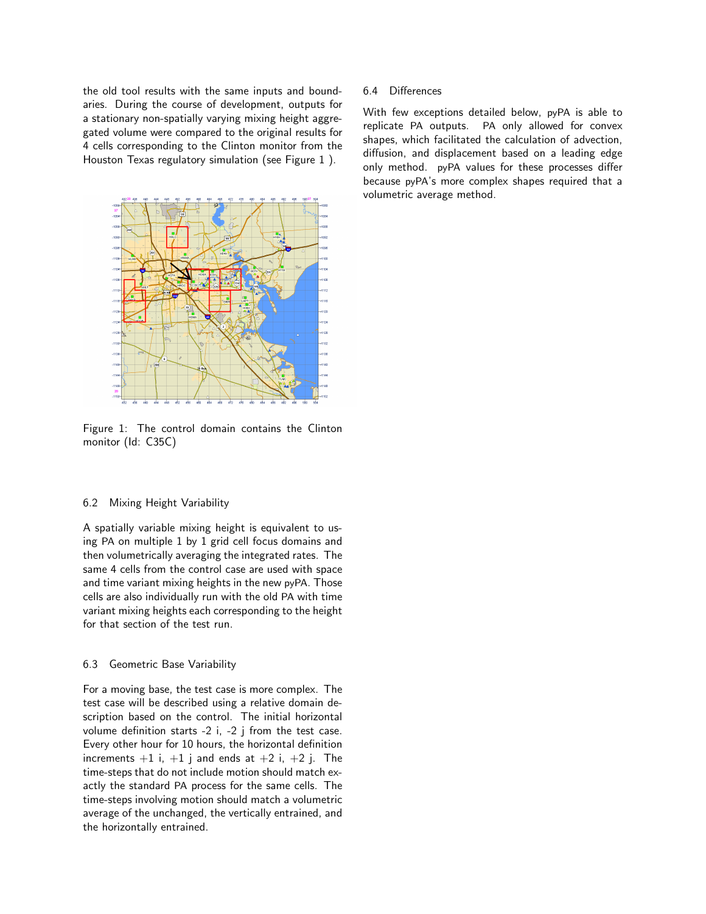the old tool results with the same inputs and boundaries. During the course of development, outputs for a stationary non-spatially varying mixing height aggregated volume were compared to the original results for 4 cells corresponding to the Clinton monitor from the Houston Texas regulatory simulation (see Figure 1 ).

Figure 1: The control domain contains the Clinton monitor (Id: C35C)

### 6.2 Mixing Height Variability

A spatially variable mixing height is equivalent to using PA on multiple 1 by 1 grid cell focus domains and then volumetrically averaging the integrated rates. The same 4 cells from the control case are used with space and time variant mixing heights in the new pyPA. Those cells are also individually run with the old PA with time variant mixing heights each corresponding to the height for that section of the test run.

### 6.3 Geometric Base Variability

For a moving base, the test case is more complex. The test case will be described using a relative domain description based on the control. The initial horizontal volume definition starts -2 i, -2 j from the test case. Every other hour for 10 hours, the horizontal definition increments +1 i, +1 j and ends at +2 i, +2 j. The time-steps that do not include motion should match exactly the standard PA process for the same cells. The time-steps involving motion should match a volumetric average of the unchanged, the vertically entrained, and the horizontally entrained.

### 6.4 Differences

With few exceptions detailed below, pyPA is able to replicate PA outputs. PA only allowed for convex shapes, which facilitated the calculation of advection, diffusion, and displacement based on a leading edge only method. pyPA values for these processes differ because pyPA's more complex shapes required that a volumetric average method.